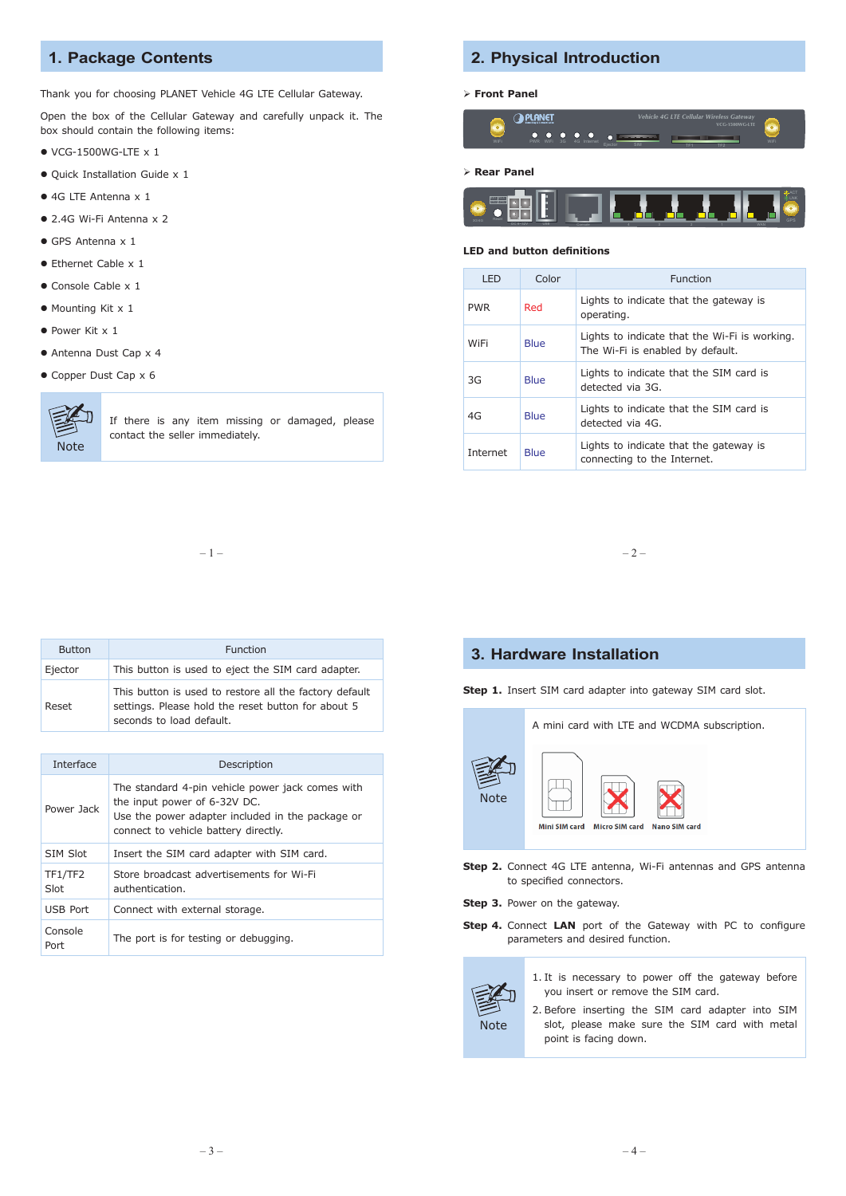## 1. Package Contents

Thank you for choosing PLANET Vehicle 4G LTE Cellular Gateway.

Open the box of the Cellular Gateway and carefully unpack it. The box should contain the following items:

- VCG-1500WG-LTE x 1
- Quick Installation Guide x 1
- 4G LTE Antenna x 1
- 2.4G Wi-Fi Antenna x 2
- GPS Antenna x 1
- Ethernet Cable x 1
- Console Cable x 1
- Mounting Kit x 1
- Power Kit x 1
- Antenna Dust Cap x 4
- Copper Dust Cap x 6

| Note | If there is any item missing or damaged, please contact the seller immediately. |
|---|---|

## 2. Physical Introduction

➢ **Front Panel**

➢ **Rear Panel**

**LED and button definitions**

| LED | Color | Function |
|---|---|---|
| PWR | Red | Lights to indicate that the gateway is operating. |
| WiFi | Blue | Lights to indicate that the Wi-Fi is working. The Wi-Fi is enabled by default. |
| 3G | Blue | Lights to indicate that the SIM card is detected via 3G. |
| 4G | Blue | Lights to indicate that the SIM card is detected via 4G. |
| Internet | Blue | Lights to indicate that the gateway is connecting to the Internet. |

| Button | Function |
|---|---|
| Ejector | This button is used to eject the SIM card adapter. |
| Reset | This button is used to restore all the factory default settings. Please hold the reset button for about 5 seconds to load default. |

| Interface | Description |
|---|---|
| Power Jack | The standard 4-pin vehicle power jack comes with the input power of 6-32V DC.<br>Use the power adapter included in the package or connect to vehicle battery directly. |
| SIM Slot | Insert the SIM card adapter with SIM card. |
| TF1/TF2 Slot | Store broadcast advertisements for Wi-Fi authentication. |
| USB Port | Connect with external storage. |
| Console Port | The port is for testing or debugging. |

## 3. Hardware Installation

**Step 1.** Insert SIM card adapter into gateway SIM card slot.

| Note | A mini card with LTE and WCDMA subscription.<br>Mini SIM card / Micro SIM card / Nano SIM card |
|---|---|

**Step 2.** Connect 4G LTE antenna, Wi-Fi antennas and GPS antenna to specified connectors.

**Step 3.** Power on the gateway.

**Step 4.** Connect **LAN** port of the Gateway with PC to configure parameters and desired function.

| Note | 1. It is necessary to power off the gateway before you insert or remove the SIM card.<br>2. Before inserting the SIM card adapter into SIM slot, please make sure the SIM card with metal point is facing down. |
|---|---|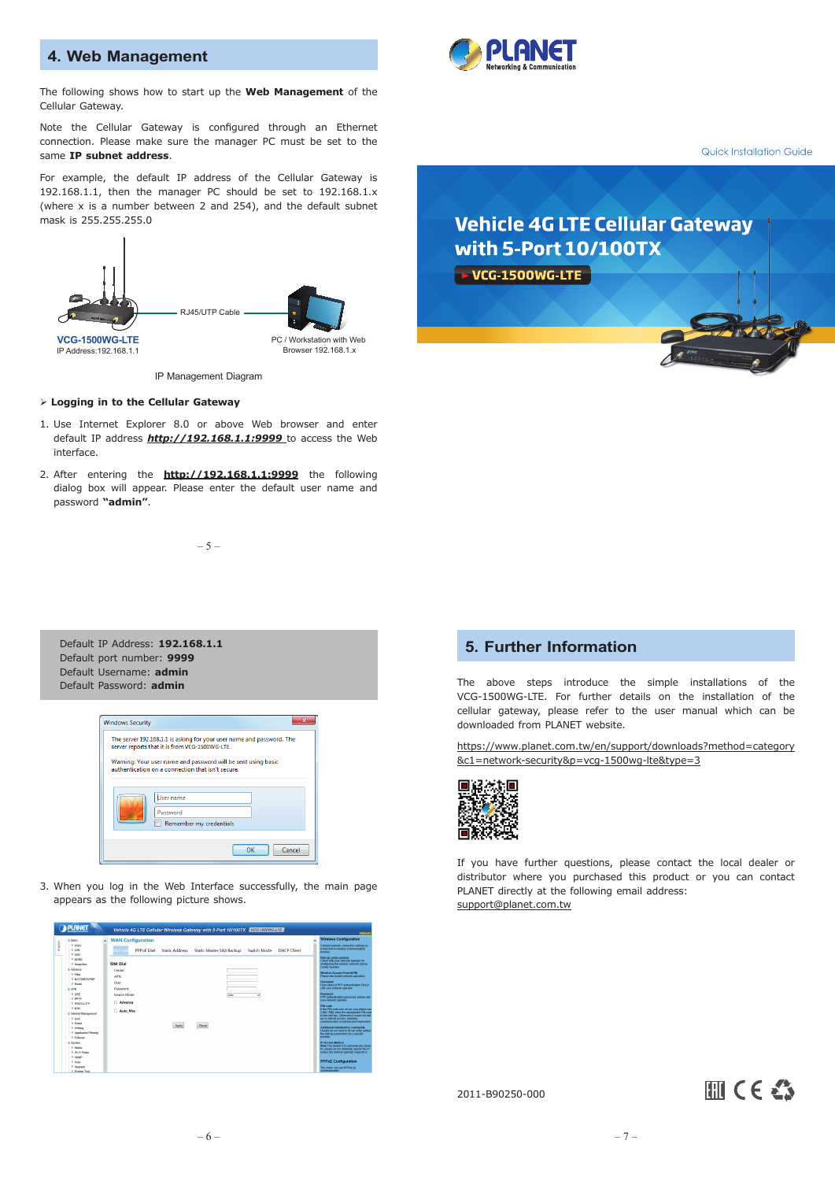# 4. Web Management

The following shows how to start up the **Web Management** of the Cellular Gateway.

Note the Cellular Gateway is configured through an Ethernet connection. Please make sure the manager PC must be set to the same **IP subnet address**.

For example, the default IP address of the Cellular Gateway is 192.168.1.1, then the manager PC should be set to 192.168.1.x (where x is a number between 2 and 254), and the default subnet mask is 255.255.255.0

VCG-1500WG-LTE
IP Address:192.168.1.1

RJ45/UTP Cable

PC / Workstation with Web Browser 192.168.1.x

IP Management Diagram

➢ **Logging in to the Cellular Gateway**

1. Use Internet Explorer 8.0 or above web browser and enter default IP address ***http://192.168.1.1:9999*** to access the Web interface.

2. After entering the **http://192.168.1.1:9999** the following dialog box will appear. Please enter the default user name and password **"admin"**.

Default IP Address: **192.168.1.1**
Default port number: **9999**
Default Username: **admin**
Default Password: **admin**

Windows Security

The server 192.168.1.1 is asking for your user name and password. The server reports that it is from VCG-1500WG-LTE.

Warning: Your user name and password will be sent using basic authentication on a connection that isn't secure.

User name
Password
Remember my credentials

OK Cancel

3. When you log in the Web Interface successfully, the main page appears as the following picture shows.

PLANET

Quick Installation Guide

# Vehicle 4G LTE Cellular Gateway with 5-Port 10/100TX

VCG-1500WG-LTE

# 5. Further Information

The above steps introduce the simple installations of the VCG-1500WG-LTE. For further details on the installation of the cellular gateway, please refer to the user manual which can be downloaded from PLANET website.

https://www.planet.com.tw/en/support/downloads?method=category&c1=network-security&p=vcg-1500wg-lte&type=3

If you have further questions, please contact the local dealer or distributor where you purchased this product or you can contact PLANET directly at the following email address:
support@planet.com.tw

2011-B90250-000